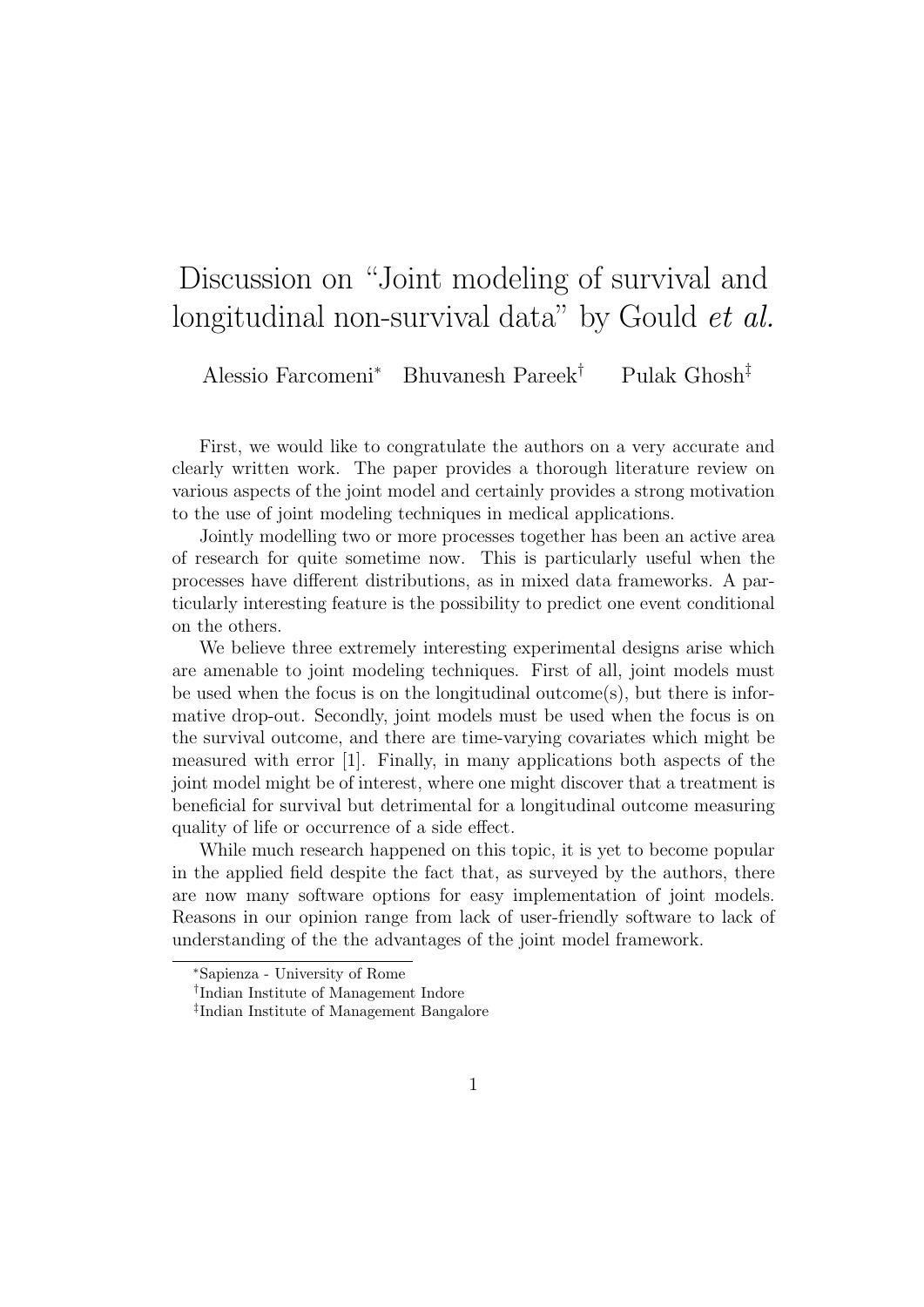# Discussion on "Joint modeling of survival and longitudinal non-survival data" by Gould *et al.*

Alessio Farcomeni[*] Bhuvanesh Pareek[†] Pulak Ghosh[‡]

First, we would like to congratulate the authors on a very accurate and clearly written work. The paper provides a thorough literature review on various aspects of the joint model and certainly provides a strong motivation to the use of joint modeling techniques in medical applications.

Jointly modelling two or more processes together has been an active area of research for quite sometime now. This is particularly useful when the processes have different distributions, as in mixed data frameworks. A particularly interesting feature is the possibility to predict one event conditional on the others.

We believe three extremely interesting experimental designs arise which are amenable to joint modeling techniques. First of all, joint models must be used when the focus is on the longitudinal outcome(s), but there is informative drop-out. Secondly, joint models must be used when the focus is on the survival outcome, and there are time-varying covariates which might be measured with error [1]. Finally, in many applications both aspects of the joint model might be of interest, where one might discover that a treatment is beneficial for survival but detrimental for a longitudinal outcome measuring quality of life or occurrence of a side effect.

While much research happened on this topic, it is yet to become popular in the applied field despite the fact that, as surveyed by the authors, there are now many software options for easy implementation of joint models. Reasons in our opinion range from lack of user-friendly software to lack of understanding of the the advantages of the joint model framework.

[*] Sapienza - University of Rome

[†] Indian Institute of Management Indore

[‡] Indian Institute of Management Bangalore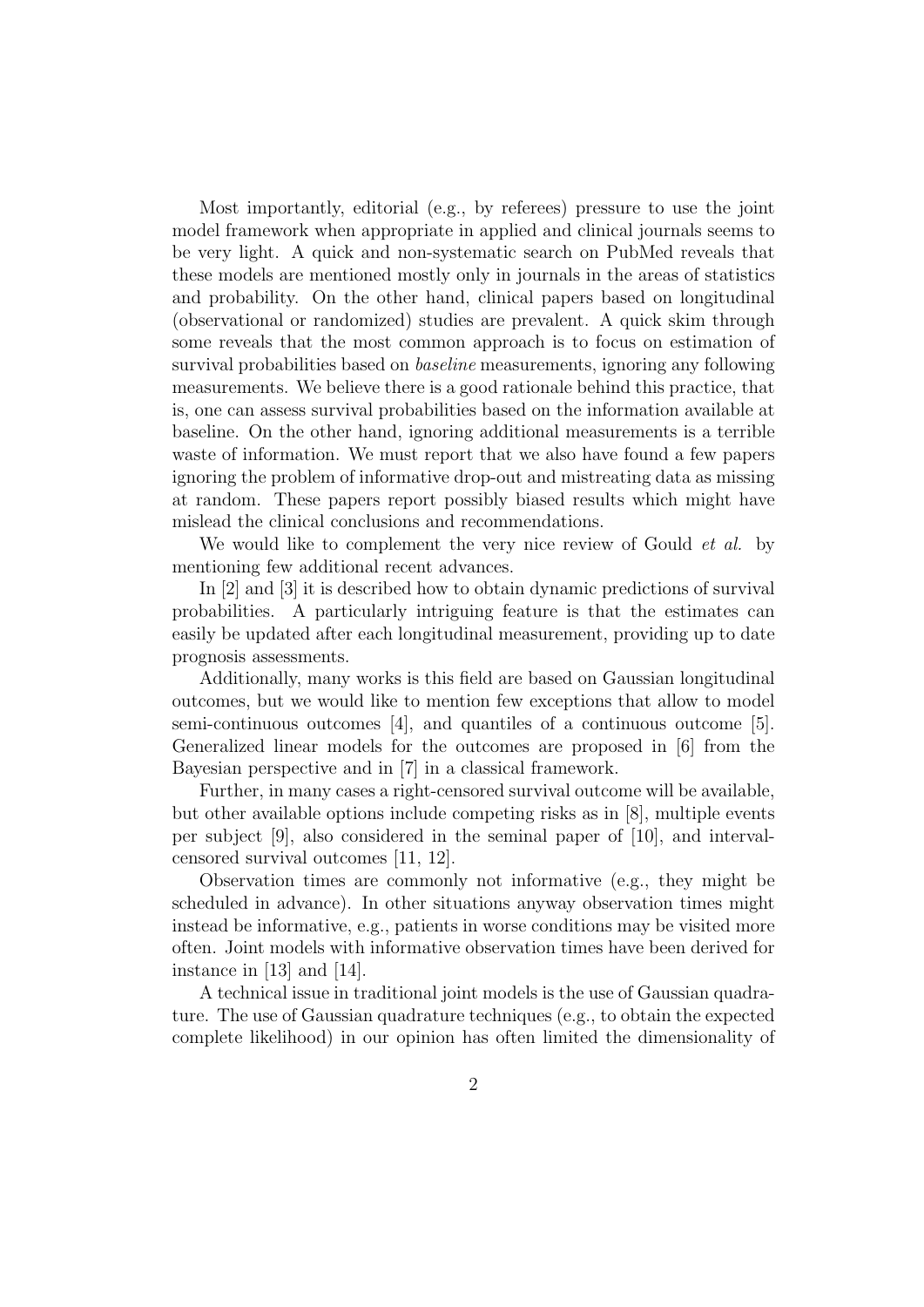Most importantly, editorial (e.g., by referees) pressure to use the joint model framework when appropriate in applied and clinical journals seems to be very light. A quick and non-systematic search on PubMed reveals that these models are mentioned mostly only in journals in the areas of statistics and probability. On the other hand, clinical papers based on longitudinal (observational or randomized) studies are prevalent. A quick skim through some reveals that the most common approach is to focus on estimation of survival probabilities based on *baseline* measurements, ignoring any following measurements. We believe there is a good rationale behind this practice, that is, one can assess survival probabilities based on the information available at baseline. On the other hand, ignoring additional measurements is a terrible waste of information. We must report that we also have found a few papers ignoring the problem of informative drop-out and mistreating data as missing at random. These papers report possibly biased results which might have mislead the clinical conclusions and recommendations.

We would like to complement the very nice review of Gould *et al.* by mentioning few additional recent advances.

In [2] and [3] it is described how to obtain dynamic predictions of survival probabilities. A particularly intriguing feature is that the estimates can easily be updated after each longitudinal measurement, providing up to date prognosis assessments.

Additionally, many works is this field are based on Gaussian longitudinal outcomes, but we would like to mention few exceptions that allow to model semi-continuous outcomes [4], and quantiles of a continuous outcome [5]. Generalized linear models for the outcomes are proposed in [6] from the Bayesian perspective and in [7] in a classical framework.

Further, in many cases a right-censored survival outcome will be available, but other available options include competing risks as in [8], multiple events per subject [9], also considered in the seminal paper of [10], and interval-censored survival outcomes [11, 12].

Observation times are commonly not informative (e.g., they might be scheduled in advance). In other situations anyway observation times might instead be informative, e.g., patients in worse conditions may be visited more often. Joint models with informative observation times have been derived for instance in [13] and [14].

A technical issue in traditional joint models is the use of Gaussian quadrature. The use of Gaussian quadrature techniques (e.g., to obtain the expected complete likelihood) in our opinion has often limited the dimensionality of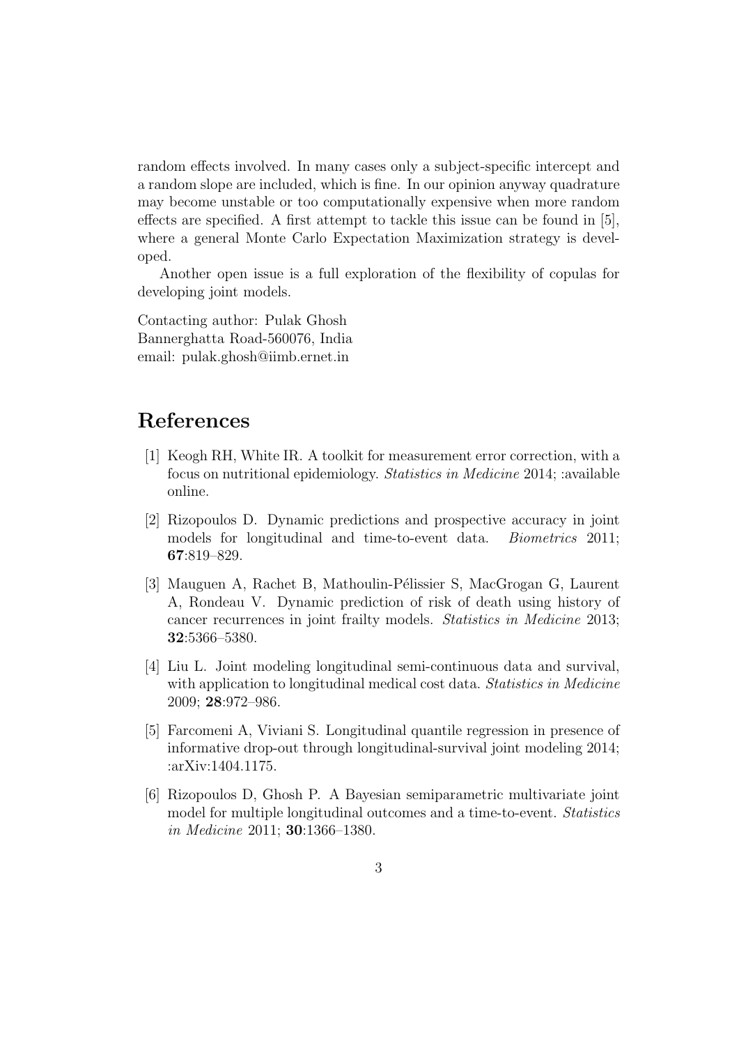random effects involved. In many cases only a subject-specific intercept and a random slope are included, which is fine. In our opinion anyway quadrature may become unstable or too computationally expensive when more random effects are specified. A first attempt to tackle this issue can be found in [5], where a general Monte Carlo Expectation Maximization strategy is developed.

Another open issue is a full exploration of the flexibility of copulas for developing joint models.

Contacting author: Pulak Ghosh
Bannerghatta Road-560076, India
email: pulak.ghosh@iimb.ernet.in

# References

[1] Keogh RH, White IR. A toolkit for measurement error correction, with a focus on nutritional epidemiology. *Statistics in Medicine* 2014; :available online.

[2] Rizopoulos D. Dynamic predictions and prospective accuracy in joint models for longitudinal and time-to-event data. *Biometrics* 2011; **67**:819–829.

[3] Mauguen A, Rachet B, Mathoulin-Pélissier S, MacGrogan G, Laurent A, Rondeau V. Dynamic prediction of risk of death using history of cancer recurrences in joint frailty models. *Statistics in Medicine* 2013; **32**:5366–5380.

[4] Liu L. Joint modeling longitudinal semi-continuous data and survival, with application to longitudinal medical cost data. *Statistics in Medicine* 2009; **28**:972–986.

[5] Farcomeni A, Viviani S. Longitudinal quantile regression in presence of informative drop-out through longitudinal-survival joint modeling 2014; :arXiv:1404.1175.

[6] Rizopoulos D, Ghosh P. A Bayesian semiparametric multivariate joint model for multiple longitudinal outcomes and a time-to-event. *Statistics in Medicine* 2011; **30**:1366–1380.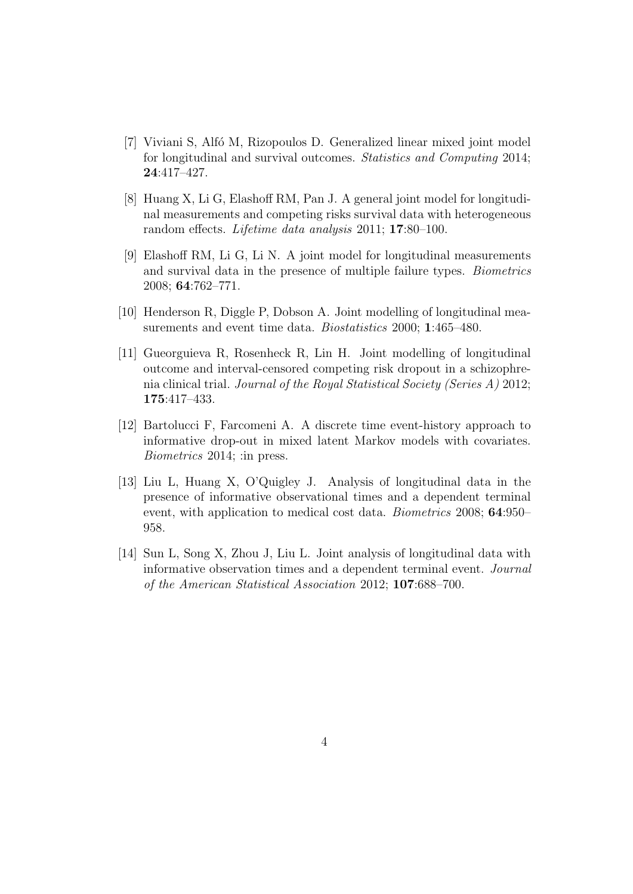[7] Viviani S, Alfó M, Rizopoulos D. Generalized linear mixed joint model for longitudinal and survival outcomes. *Statistics and Computing* 2014; **24**:417–427.

[8] Huang X, Li G, Elashoff RM, Pan J. A general joint model for longitudinal measurements and competing risks survival data with heterogeneous random effects. *Lifetime data analysis* 2011; **17**:80–100.

[9] Elashoff RM, Li G, Li N. A joint model for longitudinal measurements and survival data in the presence of multiple failure types. *Biometrics* 2008; **64**:762–771.

[10] Henderson R, Diggle P, Dobson A. Joint modelling of longitudinal measurements and event time data. *Biostatistics* 2000; **1**:465–480.

[11] Gueorguieva R, Rosenheck R, Lin H. Joint modelling of longitudinal outcome and interval-censored competing risk dropout in a schizophrenia clinical trial. *Journal of the Royal Statistical Society (Series A)* 2012; **175**:417–433.

[12] Bartolucci F, Farcomeni A. A discrete time event-history approach to informative drop-out in mixed latent Markov models with covariates. *Biometrics* 2014; :in press.

[13] Liu L, Huang X, O'Quigley J. Analysis of longitudinal data in the presence of informative observational times and a dependent terminal event, with application to medical cost data. *Biometrics* 2008; **64**:950–958.

[14] Sun L, Song X, Zhou J, Liu L. Joint analysis of longitudinal data with informative observation times and a dependent terminal event. *Journal of the American Statistical Association* 2012; **107**:688–700.